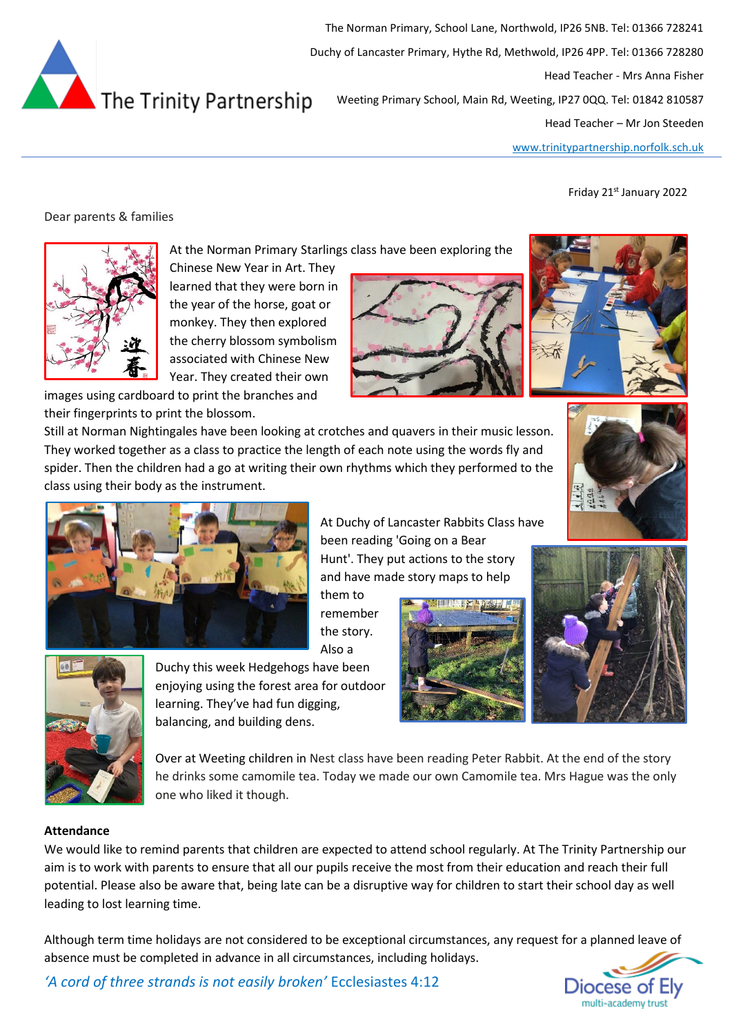The Trinity Partnership

The Norman Primary, School Lane, Northwold, IP26 5NB. Tel: 01366 728241

Duchy of Lancaster Primary, Hythe Rd, Methwold, IP26 4PP. Tel: 01366 728280

Head Teacher - Mrs Anna Fisher

Weeting Primary School, Main Rd, Weeting, IP27 0QQ. Tel: 01842 810587

Head Teacher – Mr Jon Steeden

www.trinitypartnership.norfolk.sch.uk

Friday 21st January 2022

Dear parents & families

At the Norman Primary Starlings class have been exploring the Chinese New Year in Art. They learned that they were born in the year of the horse, goat or monkey. They then explored the cherry blossom symbolism associated with Chinese New Year. They created their own images using cardboard to print the branches and their fingerprints to print the blossom.

Still at Norman Nightingales have been looking at crotches and quavers in their music lesson. They worked together as a class to practice the length of each note using the words fly and spider. Then the children had a go at writing their own rhythms which they performed to the class using their body as the instrument.

At Duchy of Lancaster Rabbits Class have been reading 'Going on a Bear Hunt'. They put actions to the story and have made story maps to help them to remember the story. Also a Duchy this week Hedgehogs have been enjoying using the forest area for outdoor learning. They've had fun digging, balancing, and building dens.

Over at Weeting children in Nest class have been reading Peter Rabbit. At the end of the story he drinks some camomile tea. Today we made our own Camomile tea. Mrs Hague was the only one who liked it though.

**Attendance**

We would like to remind parents that children are expected to attend school regularly. At The Trinity Partnership our aim is to work with parents to ensure that all our pupils receive the most from their education and reach their full potential. Please also be aware that, being late can be a disruptive way for children to start their school day as well leading to lost learning time.

Although term time holidays are not considered to be exceptional circumstances, any request for a planned leave of absence must be completed in advance in all circumstances, including holidays.

*'A cord of three strands is not easily broken'* Ecclesiastes 4:12

Diocese of Ely multi-academy trust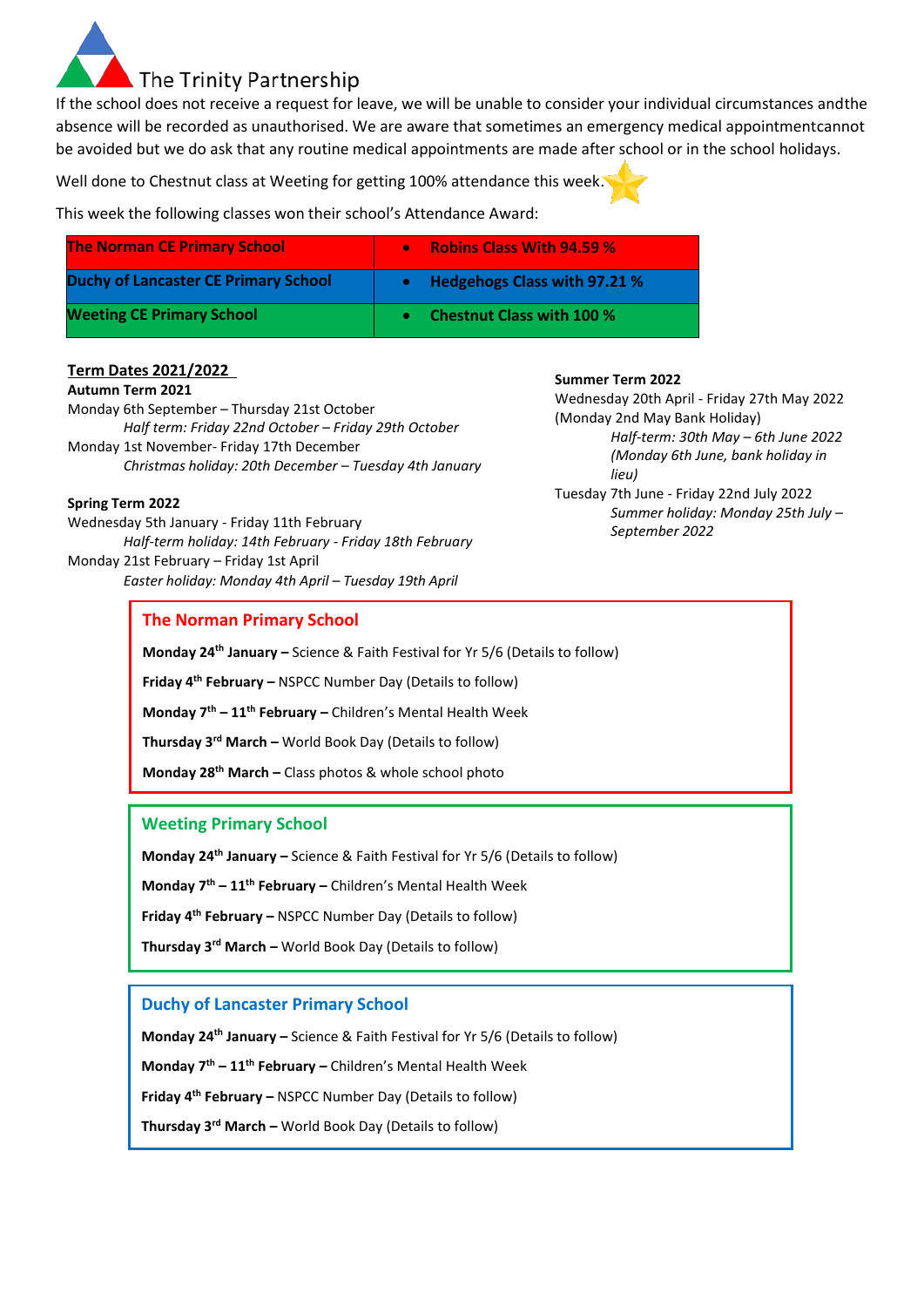The Trinity Partnership

If the school does not receive a request for leave, we will be unable to consider your individual circumstances andthe absence will be recorded as unauthorised. We are aware that sometimes an emergency medical appointmentcannot be avoided but we do ask that any routine medical appointments are made after school or in the school holidays.

Well done to Chestnut class at Weeting for getting 100% attendance this week.

This week the following classes won their school's Attendance Award:

| | |
|---|---|
| **The Norman CE Primary School** | • **Robins Class With 94.59 %** |
| **Duchy of Lancaster CE Primary School** | • **Hedgehogs Class with 97.21 %** |
| **Weeting CE Primary School** | • **Chestnut Class with 100 %** |

**Term Dates 2021/2022**

**Autumn Term 2021**

Monday 6th September – Thursday 21st October

*Half term: Friday 22nd October – Friday 29th October*

Monday 1st November- Friday 17th December

*Christmas holiday: 20th December – Tuesday 4th January*

**Spring Term 2022**

Wednesday 5th January - Friday 11th February

*Half-term holiday: 14th February - Friday 18th February*

Monday 21st February – Friday 1st April

*Easter holiday: Monday 4th April – Tuesday 19th April*

**Summer Term 2022**

Wednesday 20th April - Friday 27th May 2022

(Monday 2nd May Bank Holiday)

*Half-term: 30th May – 6th June 2022 (Monday 6th June, bank holiday in lieu)*

Tuesday 7th June - Friday 22nd July 2022

*Summer holiday: Monday 25th July – September 2022*

## The Norman Primary School

**Monday 24th January –** Science & Faith Festival for Yr 5/6 (Details to follow)

**Friday 4th February –** NSPCC Number Day (Details to follow)

**Monday 7th – 11th February –** Children's Mental Health Week

**Thursday 3rd March –** World Book Day (Details to follow)

**Monday 28th March –** Class photos & whole school photo

## Weeting Primary School

**Monday 24th January –** Science & Faith Festival for Yr 5/6 (Details to follow)

**Monday 7th – 11th February –** Children's Mental Health Week

**Friday 4th February –** NSPCC Number Day (Details to follow)

**Thursday 3rd March –** World Book Day (Details to follow)

## Duchy of Lancaster Primary School

**Monday 24th January –** Science & Faith Festival for Yr 5/6 (Details to follow)

**Monday 7th – 11th February –** Children's Mental Health Week

**Friday 4th February –** NSPCC Number Day (Details to follow)

**Thursday 3rd March –** World Book Day (Details to follow)